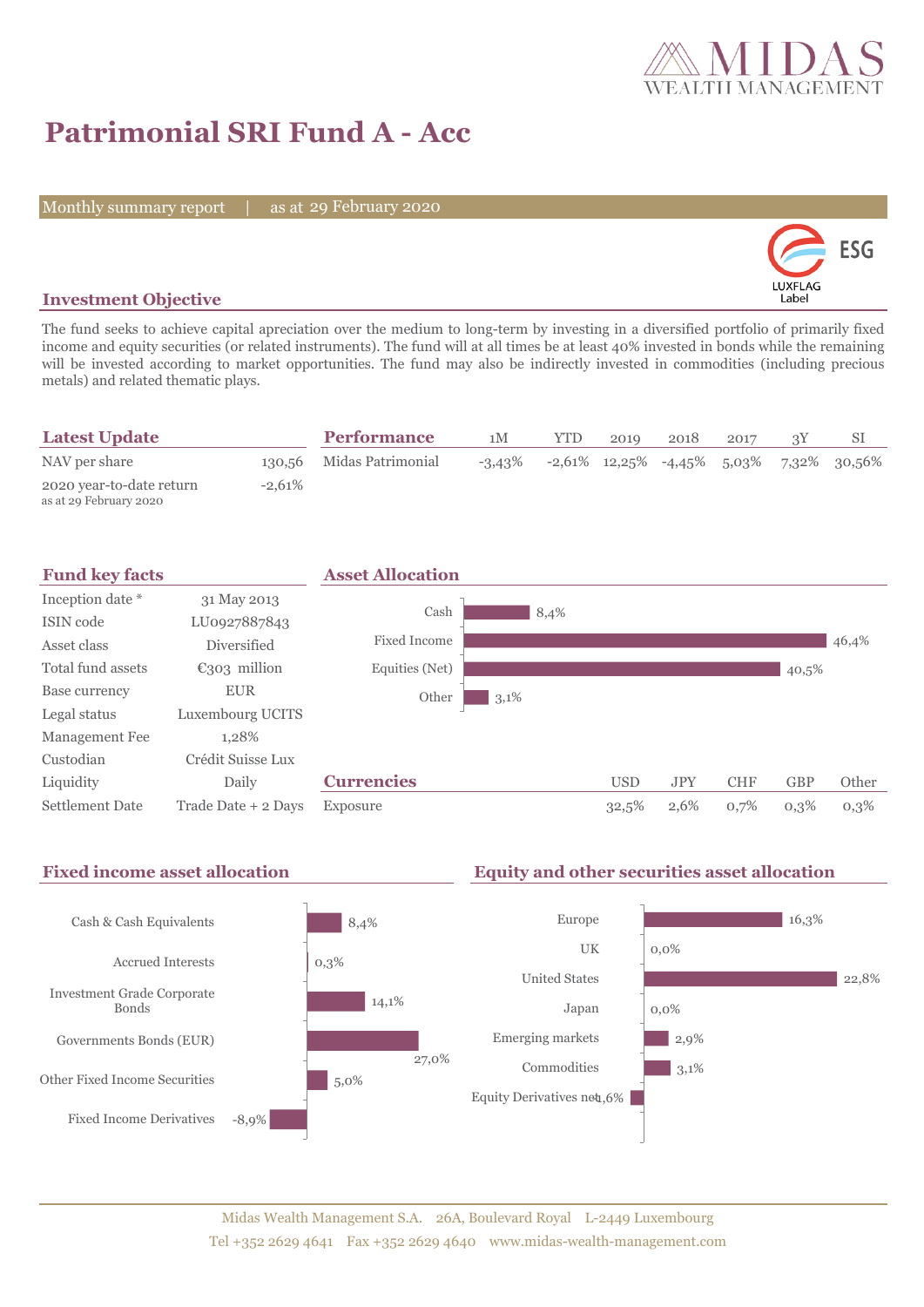MIDAS WEALTH MANAGEMENT

# Patrimonial SRI Fund A - Acc

Monthly summary report | as at 29 February 2020

ESG LUXFLAG Label

## Investment Objective

The fund seeks to achieve capital apreciation over the medium to long-term by investing in a diversified portfolio of primarily fixed income and equity securities (or related instruments). The fund will at all times be at least 40% invested in bonds while the remaining will be invested according to market opportunities. The fund may also be indirectly invested in commodities (including precious metals) and related thematic plays.

## Latest Update

| | |
|---|---|
| NAV per share | 130,56 |
| 2020 year-to-date return (as at 29 February 2020) | -2,61% |

## Performance

| | 1M | YTD | 2019 | 2018 | 2017 | 3Y | SI |
|---|---|---|---|---|---|---|---|
| Midas Patrimonial | -3,43% | -2,61% | 12,25% | -4,45% | 5,03% | 7,32% | 30,56% |

## Fund key facts

| | |
|---|---|
| Inception date * | 31 May 2013 |
| ISIN code | LU0927887843 |
| Asset class | Diversified |
| Total fund assets | €303 million |
| Base currency | EUR |
| Legal status | Luxembourg UCITS |
| Management Fee | 1,28% |
| Custodian | Crédit Suisse Lux |
| Liquidity | Daily |
| Settlement Date | Trade Date + 2 Days |

## Asset Allocation

| | |
|---|---|
| Cash | 8,4% |
| Fixed Income | 46,4% |
| Equities (Net) | 40,5% |
| Other | 3,1% |

## Currencies

| | USD | JPY | CHF | GBP | Other |
|---|---|---|---|---|---|
| Exposure | 32,5% | 2,6% | 0,7% | 0,3% | 0,3% |

## Fixed income asset allocation

| | |
|---|---|
| Cash & Cash Equivalents | 8,4% |
| Accrued Interests | 0,3% |
| Investment Grade Corporate Bonds | 14,1% |
| Governments Bonds (EUR) | 27,0% |
| Other Fixed Income Securities | 5,0% |
| Fixed Income Derivatives | -8,9% |

## Equity and other securities asset allocation

| | |
|---|---|
| Europe | 16,3% |
| UK | 0,0% |
| United States | 22,8% |
| Japan | 0,0% |
| Emerging markets | 2,9% |
| Commodities | 3,1% |
| Equity Derivatives net | -1,6% |

Midas Wealth Management S.A. 26A, Boulevard Royal L-2449 Luxembourg
Tel +352 2629 4641 Fax +352 2629 4640 www.midas-wealth-management.com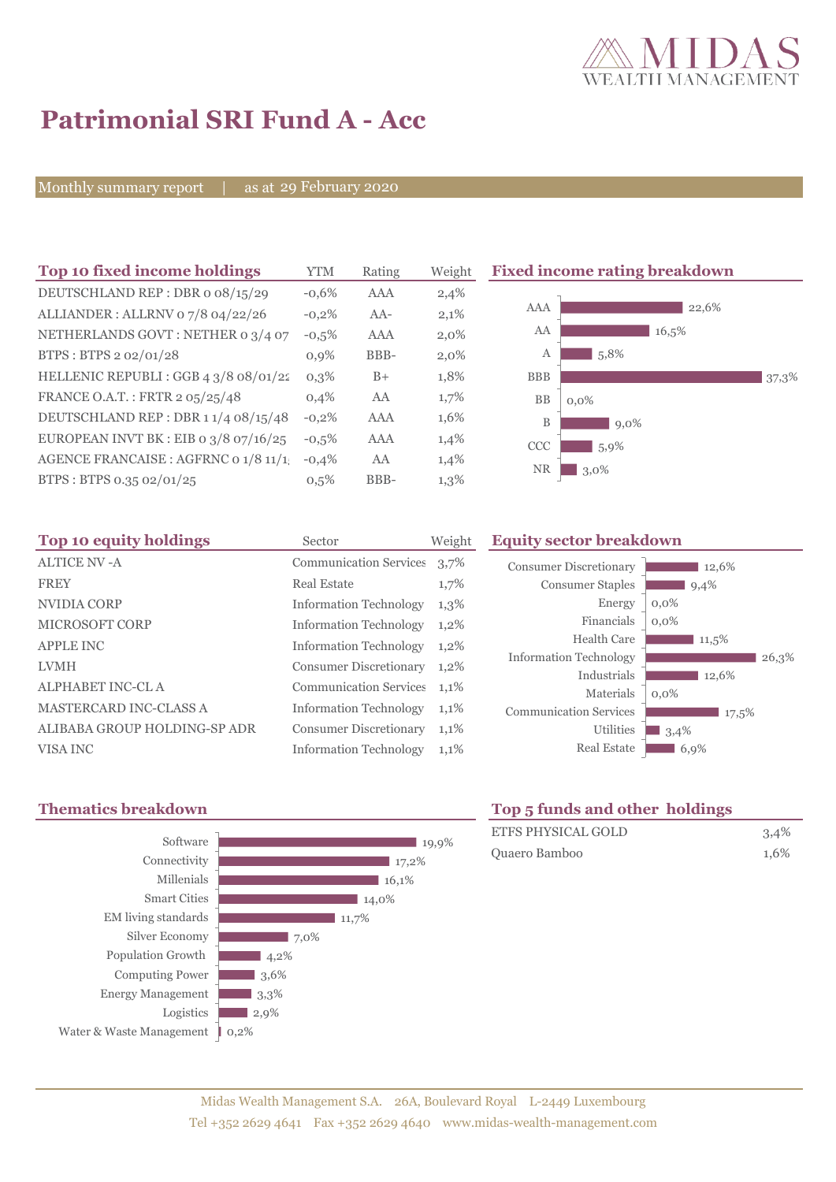# Patrimonial SRI Fund A - Acc

Monthly summary report | as at 29 February 2020

## Top 10 fixed income holdings

| Top 10 fixed income holdings | YTM | Rating | Weight |
|---|---|---|---|
| DEUTSCHLAND REP : DBR 0 08/15/29 | -0,6% | AAA | 2,4% |
| ALLIANDER : ALLRNV 0 7/8 04/22/26 | -0,2% | AA- | 2,1% |
| NETHERLANDS GOVT : NETHER 0 3/4 07 | -0,5% | AAA | 2,0% |
| BTPS : BTPS 2 02/01/28 | 0,9% | BBB- | 2,0% |
| HELLENIC REPUBLI : GGB 4 3/8 08/01/22 | 0,3% | B+ | 1,8% |
| FRANCE O.A.T. : FRTR 2 05/25/48 | 0,4% | AA | 1,7% |
| DEUTSCHLAND REP : DBR 1 1/4 08/15/48 | -0,2% | AAA | 1,6% |
| EUROPEAN INVT BK : EIB 0 3/8 07/16/25 | -0,5% | AAA | 1,4% |
| AGENCE FRANCAISE : AGFRNC 0 1/8 11/1 | -0,4% | AA | 1,4% |
| BTPS : BTPS 0.35 02/01/25 | 0,5% | BBB- | 1,3% |

## Fixed income rating breakdown

AAA 22,6%
AA 16,5%
A 5,8%
BBB 37,3%
BB 0,0%
B 9,0%
CCC 5,9%
NR 3,0%

## Top 10 equity holdings

| Top 10 equity holdings | Sector | Weight |
|---|---|---|
| ALTICE NV -A | Communication Services | 3,7% |
| FREY | Real Estate | 1,7% |
| NVIDIA CORP | Information Technology | 1,3% |
| MICROSOFT CORP | Information Technology | 1,2% |
| APPLE INC | Information Technology | 1,2% |
| LVMH | Consumer Discretionary | 1,2% |
| ALPHABET INC-CL A | Communication Services | 1,1% |
| MASTERCARD INC-CLASS A | Information Technology | 1,1% |
| ALIBABA GROUP HOLDING-SP ADR | Consumer Discretionary | 1,1% |
| VISA INC | Information Technology | 1,1% |

## Equity sector breakdown

Consumer Discretionary 12,6%
Consumer Staples 9,4%
Energy 0,0%
Financials 0,0%
Health Care 11,5%
Information Technology 26,3%
Industrials 12,6%
Materials 0,0%
Communication Services 17,5%
Utilities 3,4%
Real Estate 6,9%

## Thematics breakdown

Software 19,9%
Connectivity 17,2%
Millenials 16,1%
Smart Cities 14,0%
EM living standards 11,7%
Silver Economy 7,0%
Population Growth 4,2%
Computing Power 3,6%
Energy Management 3,3%
Logistics 2,9%
Water & Waste Management 0,2%

## Top 5 funds and other holdings

| | |
|---|---|
| ETFS PHYSICAL GOLD | 3,4% |
| Quaero Bamboo | 1,6% |

Midas Wealth Management S.A. 26A, Boulevard Royal L-2449 Luxembourg
Tel +352 2629 4641 Fax +352 2629 4640 www.midas-wealth-management.com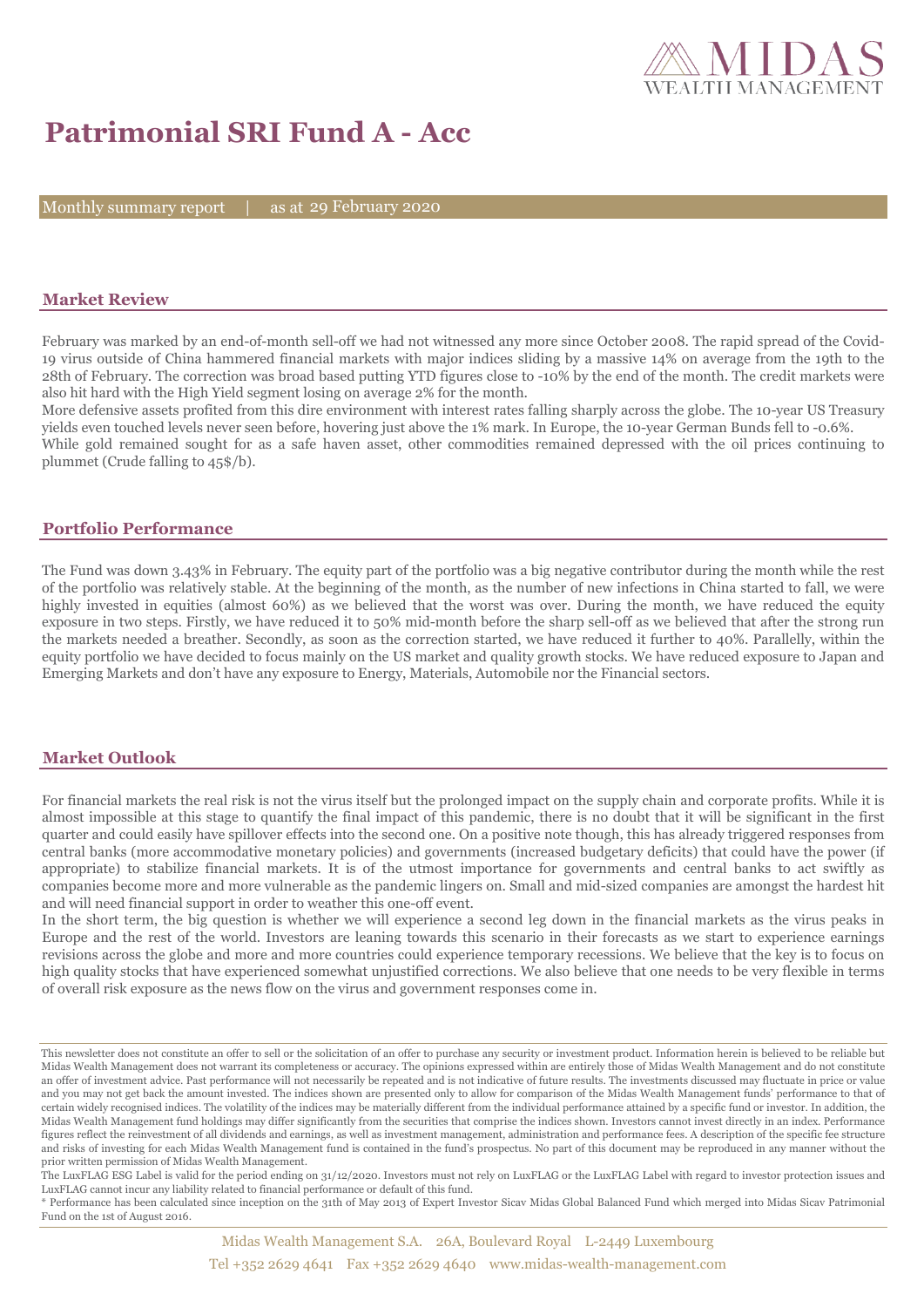# Patrimonial SRI Fund A - Acc

Monthly summary report | as at 29 February 2020

## Market Review

February was marked by an end-of-month sell-off we had not witnessed any more since October 2008. The rapid spread of the Covid-19 virus outside of China hammered financial markets with major indices sliding by a massive 14% on average from the 19th to the 28th of February. The correction was broad based putting YTD figures close to -10% by the end of the month. The credit markets were also hit hard with the High Yield segment losing on average 2% for the month.

More defensive assets profited from this dire environment with interest rates falling sharply across the globe. The 10-year US Treasury yields even touched levels never seen before, hovering just above the 1% mark. In Europe, the 10-year German Bunds fell to -0.6%.

While gold remained sought for as a safe haven asset, other commodities remained depressed with the oil prices continuing to plummet (Crude falling to 45$/b).

## Portfolio Performance

The Fund was down 3.43% in February. The equity part of the portfolio was a big negative contributor during the month while the rest of the portfolio was relatively stable. At the beginning of the month, as the number of new infections in China started to fall, we were highly invested in equities (almost 60%) as we believed that the worst was over. During the month, we have reduced the equity exposure in two steps. Firstly, we have reduced it to 50% mid-month before the sharp sell-off as we believed that after the strong run the markets needed a breather. Secondly, as soon as the correction started, we have reduced it further to 40%. Parallelly, within the equity portfolio we have decided to focus mainly on the US market and quality growth stocks. We have reduced exposure to Japan and Emerging Markets and don't have any exposure to Energy, Materials, Automobile nor the Financial sectors.

## Market Outlook

For financial markets the real risk is not the virus itself but the prolonged impact on the supply chain and corporate profits. While it is almost impossible at this stage to quantify the final impact of this pandemic, there is no doubt that it will be significant in the first quarter and could easily have spillover effects into the second one. On a positive note though, this has already triggered responses from central banks (more accommodative monetary policies) and governments (increased budgetary deficits) that could have the power (if appropriate) to stabilize financial markets. It is of the utmost importance for governments and central banks to act swiftly as companies become more and more vulnerable as the pandemic lingers on. Small and mid-sized companies are amongst the hardest hit and will need financial support in order to weather this one-off event.

In the short term, the big question is whether we will experience a second leg down in the financial markets as the virus peaks in Europe and the rest of the world. Investors are leaning towards this scenario in their forecasts as we start to experience earnings revisions across the globe and more and more countries could experience temporary recessions. We believe that the key is to focus on high quality stocks that have experienced somewhat unjustified corrections. We also believe that one needs to be very flexible in terms of overall risk exposure as the news flow on the virus and government responses come in.

This newsletter does not constitute an offer to sell or the solicitation of an offer to purchase any security or investment product. Information herein is believed to be reliable but Midas Wealth Management does not warrant its completeness or accuracy. The opinions expressed within are entirely those of Midas Wealth Management and do not constitute an offer of investment advice. Past performance will not necessarily be repeated and is not indicative of future results. The investments discussed may fluctuate in price or value and you may not get back the amount invested. The indices shown are presented only to allow for comparison of the Midas Wealth Management funds' performance to that of certain widely recognised indices. The volatility of the indices may be materially different from the individual performance attained by a specific fund or investor. In addition, the Midas Wealth Management fund holdings may differ significantly from the securities that comprise the indices shown. Investors cannot invest directly in an index. Performance figures reflect the reinvestment of all dividends and earnings, as well as investment management, administration and performance fees. A description of the specific fee structure and risks of investing for each Midas Wealth Management fund is contained in the fund's prospectus. No part of this document may be reproduced in any manner without the prior written permission of Midas Wealth Management.

The LuxFLAG ESG Label is valid for the period ending on 31/12/2020. Investors must not rely on LuxFLAG or the LuxFLAG Label with regard to investor protection issues and LuxFLAG cannot incur any liability related to financial performance or default of this fund.

\* Performance has been calculated since inception on the 31th of May 2013 of Expert Investor Sicav Midas Global Balanced Fund which merged into Midas Sicav Patrimonial Fund on the 1st of August 2016.

Midas Wealth Management S.A. 26A, Boulevard Royal L-2449 Luxembourg

Tel +352 2629 4641 Fax +352 2629 4640 www.midas-wealth-management.com